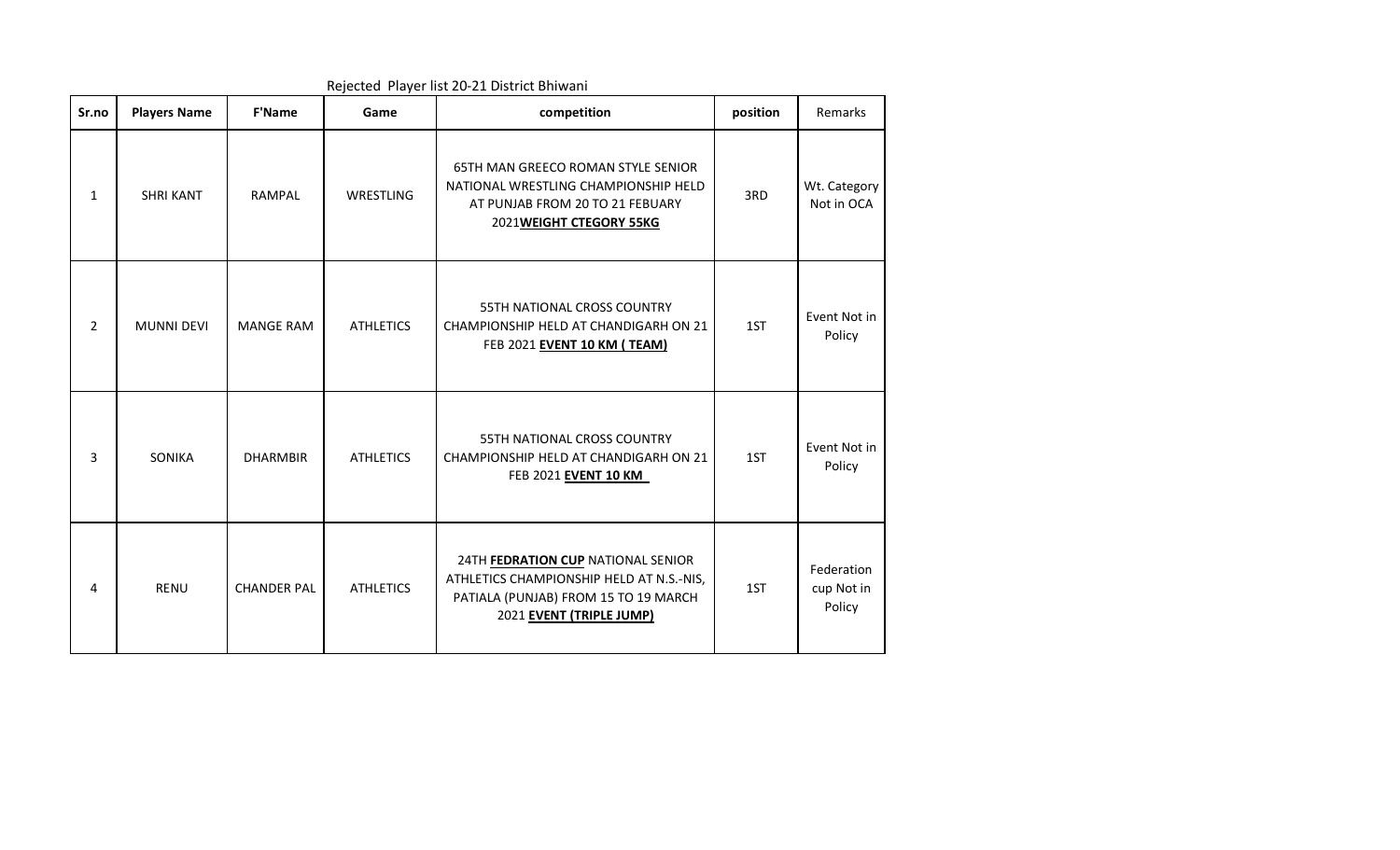Rejected Player list 20-21 District Bhiwani

| Sr.no | Players Name | F'Name | Game | competition | position | Remarks |
|---|---|---|---|---|---|---|
| 1 | SHRI KANT | RAMPAL | WRESTLING | 65TH MAN GREECO ROMAN STYLE SENIOR NATIONAL WRESTLING CHAMPIONSHIP HELD AT PUNJAB FROM 20 TO 21 FEBUARY 2021**WEIGHT CTEGORY 55KG** | 3RD | Wt. Category Not in OCA |
| 2 | MUNNI DEVI | MANGE RAM | ATHLETICS | 55TH NATIONAL CROSS COUNTRY CHAMPIONSHIP HELD AT CHANDIGARH ON 21 FEB 2021 **EVENT 10 KM ( TEAM)** | 1ST | Event Not in Policy |
| 3 | SONIKA | DHARMBIR | ATHLETICS | 55TH NATIONAL CROSS COUNTRY CHAMPIONSHIP HELD AT CHANDIGARH ON 21 FEB 2021 **EVENT 10 KM** | 1ST | Event Not in Policy |
| 4 | RENU | CHANDER PAL | ATHLETICS | 24TH **FEDRATION CUP** NATIONAL SENIOR ATHLETICS CHAMPIONSHIP HELD AT N.S.-NIS, PATIALA (PUNJAB) FROM 15 TO 19 MARCH 2021 **EVENT (TRIPLE JUMP)** | 1ST | Federation cup Not in Policy |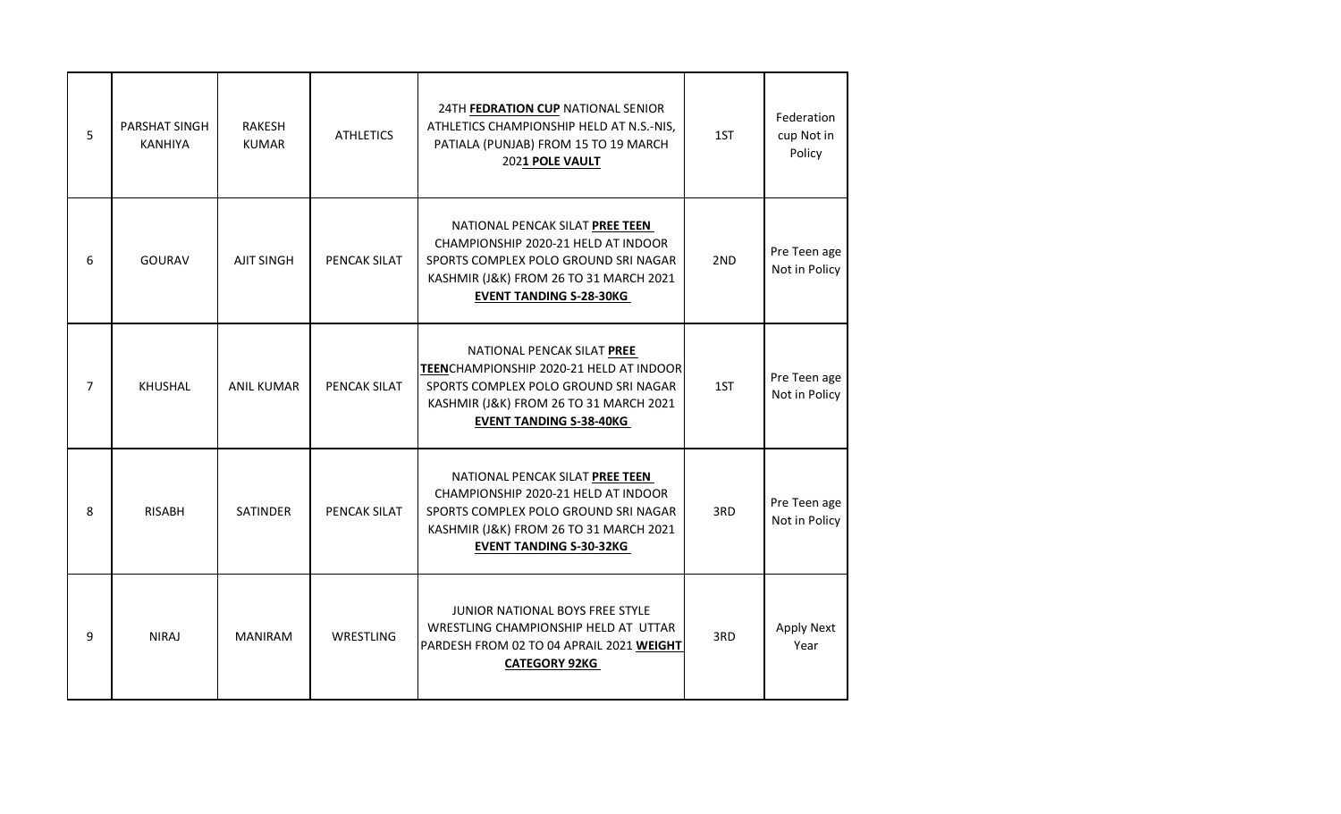| 5 | PARSHAT SINGH KANHIYA | RAKESH KUMAR | ATHLETICS | 24TH **FEDRATION CUP** NATIONAL SENIOR ATHLETICS CHAMPIONSHIP HELD AT N.S.-NIS, PATIALA (PUNJAB) FROM 15 TO 19 MARCH 202**1 POLE VAULT** | 1ST | Federation cup Not in Policy |
|---|---|---|---|---|---|---|
| 6 | GOURAV | AJIT SINGH | PENCAK SILAT | NATIONAL PENCAK SILAT **PREE TEEN** CHAMPIONSHIP 2020-21 HELD AT INDOOR SPORTS COMPLEX POLO GROUND SRI NAGAR KASHMIR (J&K) FROM 26 TO 31 MARCH 2021 **EVENT TANDING S-28-30KG** | 2ND | Pre Teen age Not in Policy |
| 7 | KHUSHAL | ANIL KUMAR | PENCAK SILAT | NATIONAL PENCAK SILAT **PREE TEEN**CHAMPIONSHIP 2020-21 HELD AT INDOOR SPORTS COMPLEX POLO GROUND SRI NAGAR KASHMIR (J&K) FROM 26 TO 31 MARCH 2021 **EVENT TANDING S-38-40KG** | 1ST | Pre Teen age Not in Policy |
| 8 | RISABH | SATINDER | PENCAK SILAT | NATIONAL PENCAK SILAT **PREE TEEN** CHAMPIONSHIP 2020-21 HELD AT INDOOR SPORTS COMPLEX POLO GROUND SRI NAGAR KASHMIR (J&K) FROM 26 TO 31 MARCH 2021 **EVENT TANDING S-30-32KG** | 3RD | Pre Teen age Not in Policy |
| 9 | NIRAJ | MANIRAM | WRESTLING | JUNIOR NATIONAL BOYS FREE STYLE WRESTLING CHAMPIONSHIP HELD AT UTTAR PARDESH FROM 02 TO 04 APRAIL 2021 **WEIGHT CATEGORY 92KG** | 3RD | Apply Next Year |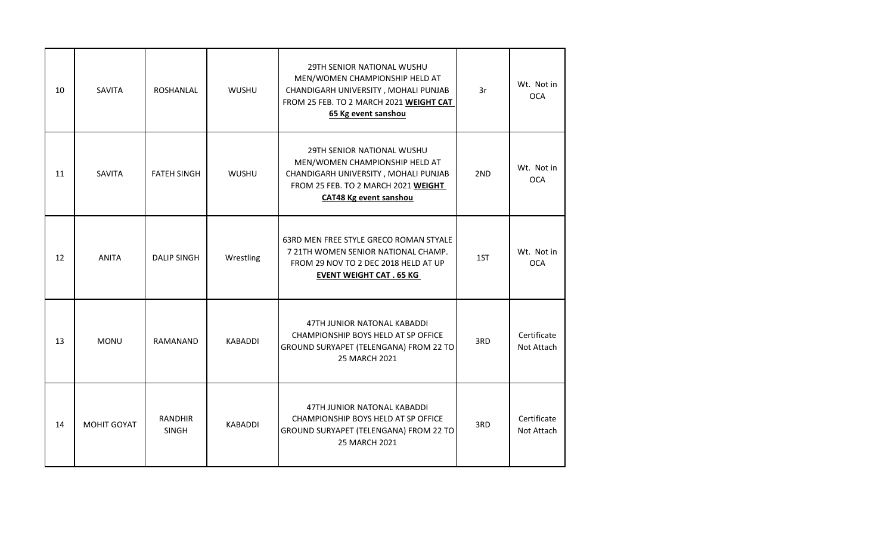| 10 | SAVITA | ROSHANLAL | WUSHU | 29TH SENIOR NATIONAL WUSHU MEN/WOMEN CHAMPIONSHIP HELD AT CHANDIGARH UNIVERSITY , MOHALI PUNJAB FROM 25 FEB. TO 2 MARCH 2021 **WEIGHT CAT 65 Kg event sanshou** | 3r | Wt. Not in OCA |
|---|---|---|---|---|---|---|
| 11 | SAVITA | FATEH SINGH | WUSHU | 29TH SENIOR NATIONAL WUSHU MEN/WOMEN CHAMPIONSHIP HELD AT CHANDIGARH UNIVERSITY , MOHALI PUNJAB FROM 25 FEB. TO 2 MARCH 2021 **WEIGHT CAT48 Kg event sanshou** | 2ND | Wt. Not in OCA |
| 12 | ANITA | DALIP SINGH | Wrestling | 63RD MEN FREE STYLE GRECO ROMAN STYALE 7 21TH WOMEN SENIOR NATIONAL CHAMP. FROM 29 NOV TO 2 DEC 2018 HELD AT UP **EVENT WEIGHT CAT . 65 KG** | 1ST | Wt. Not in OCA |
| 13 | MONU | RAMANAND | KABADDI | 47TH JUNIOR NATONAL KABADDI CHAMPIONSHIP BOYS HELD AT SP OFFICE GROUND SURYAPET (TELENGANA) FROM 22 TO 25 MARCH 2021 | 3RD | Certificate Not Attach |
| 14 | MOHIT GOYAT | RANDHIR SINGH | KABADDI | 47TH JUNIOR NATONAL KABADDI CHAMPIONSHIP BOYS HELD AT SP OFFICE GROUND SURYAPET (TELENGANA) FROM 22 TO 25 MARCH 2021 | 3RD | Certificate Not Attach |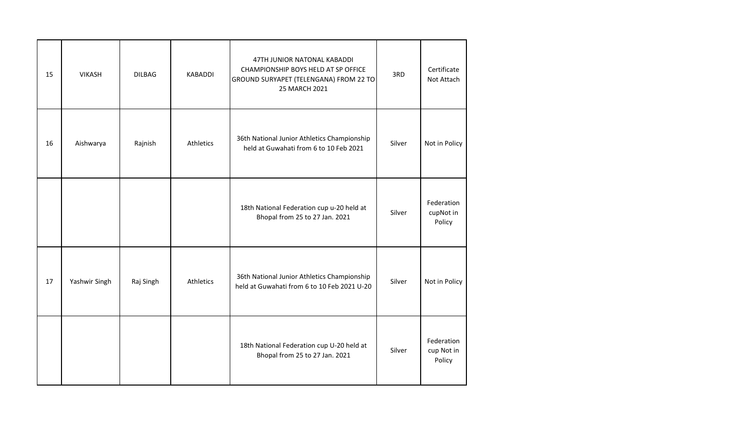| | | | | | | |
|---|---|---|---|---|---|---|
| 15 | VIKASH | DILBAG | KABADDI | 47TH JUNIOR NATONAL KABADDI CHAMPIONSHIP BOYS HELD AT SP OFFICE GROUND SURYAPET (TELENGANA) FROM 22 TO 25 MARCH 2021 | 3RD | Certificate Not Attach |
| 16 | Aishwarya | Rajnish | Athletics | 36th National Junior Athletics Championship held at Guwahati from 6 to 10 Feb 2021 | Silver | Not in Policy |
| | | | | 18th National Federation cup u-20 held at Bhopal from 25 to 27 Jan. 2021 | Silver | Federation cupNot in Policy |
| 17 | Yashwir Singh | Raj Singh | Athletics | 36th National Junior Athletics Championship held at Guwahati from 6 to 10 Feb 2021 U-20 | Silver | Not in Policy |
| | | | | 18th National Federation cup U-20 held at Bhopal from 25 to 27 Jan. 2021 | Silver | Federation cup Not in Policy |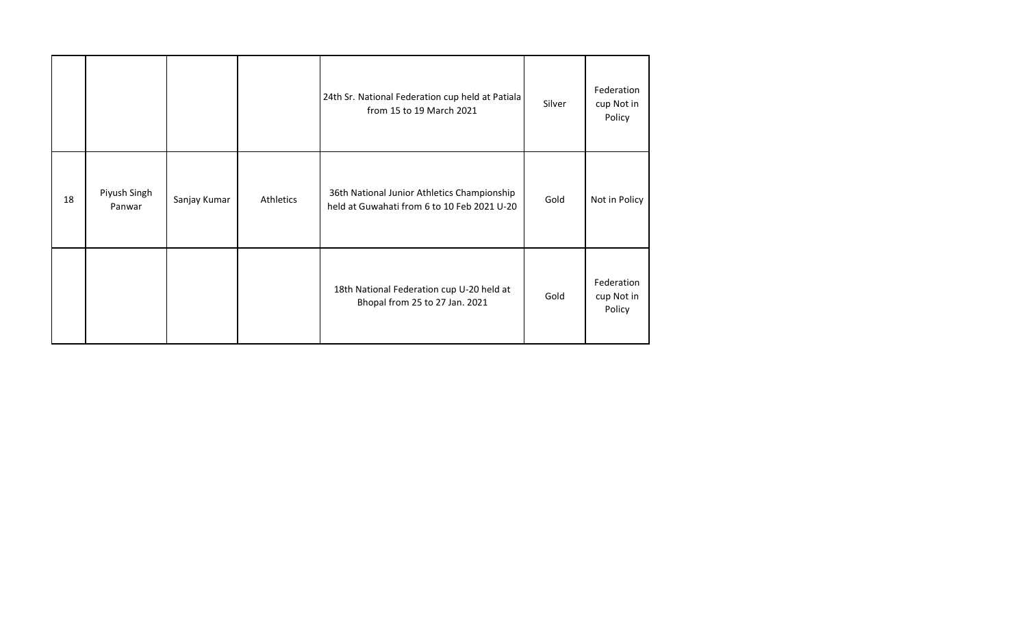| | | | | | | |
|---|---|---|---|---|---|---|
| | | | | 24th Sr. National Federation cup held at Patiala from 15 to 19 March 2021 | Silver | Federation cup Not in Policy |
| 18 | Piyush Singh Panwar | Sanjay Kumar | Athletics | 36th National Junior Athletics Championship held at Guwahati from 6 to 10 Feb 2021 U-20 | Gold | Not in Policy |
| | | | | 18th National Federation cup U-20 held at Bhopal from 25 to 27 Jan. 2021 | Gold | Federation cup Not in Policy |